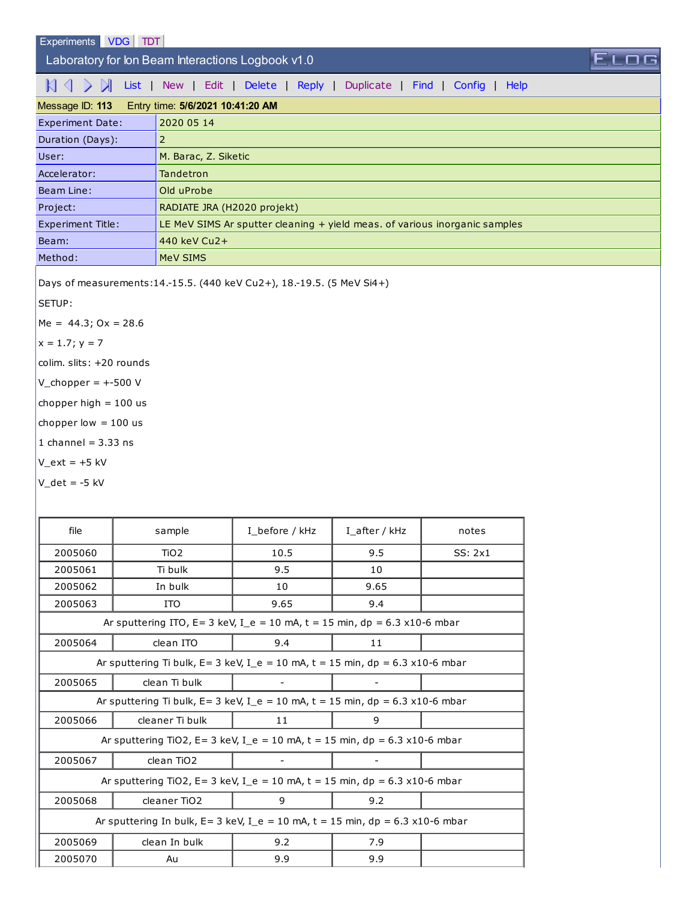Experiments | VDG | TDT

# Laboratory for Ion Beam Interactions Logbook v1.0

List | New | Edit | Delete | Reply | Duplicate | Find | Config | Help

Message ID: 113 Entry time: **5/6/2021 10:41:20 AM**

| | |
|---|---|
| Experiment Date: | 2020 05 14 |
| Duration (Days): | 2 |
| User: | M. Barac, Z. Siketic |
| Accelerator: | Tandetron |
| Beam Line: | Old uProbe |
| Project: | RADIATE JRA (H2020 projekt) |
| Experiment Title: | LE MeV SIMS Ar sputter cleaning + yield meas. of various inorganic samples |
| Beam: | 440 keV Cu2+ |
| Method: | MeV SIMS |

Days of measurements:14.-15.5. (440 keV Cu2+), 18.-19.5. (5 MeV Si4+)

SETUP:

Me = 44.3; Ox = 28.6

x = 1.7; y = 7

colim. slits: +20 rounds

V_chopper = +-500 V

chopper high = 100 us

chopper low = 100 us

1 channel = 3.33 ns

V_ext = +5 kV

V_det = -5 kV

| file | sample | I_before / kHz | I_after / kHz | notes |
|---|---|---|---|---|
| 2005060 | TiO2 | 10.5 | 9.5 | SS: 2x1 |
| 2005061 | Ti bulk | 9.5 | 10 | |
| 2005062 | In bulk | 10 | 9.65 | |
| 2005063 | ITO | 9.65 | 9.4 | |
| Ar sputtering ITO, E= 3 keV, I_e = 10 mA, t = 15 min, dp = 6.3 x10-6 mbar | | | | |
| 2005064 | clean ITO | 9.4 | 11 | |
| Ar sputtering Ti bulk, E= 3 keV, I_e = 10 mA, t = 15 min, dp = 6.3 x10-6 mbar | | | | |
| 2005065 | clean Ti bulk | - | - | |
| Ar sputtering Ti bulk, E= 3 keV, I_e = 10 mA, t = 15 min, dp = 6.3 x10-6 mbar | | | | |
| 2005066 | cleaner Ti bulk | 11 | 9 | |
| Ar sputtering TiO2, E= 3 keV, I_e = 10 mA, t = 15 min, dp = 6.3 x10-6 mbar | | | | |
| 2005067 | clean TiO2 | - | - | |
| Ar sputtering TiO2, E= 3 keV, I_e = 10 mA, t = 15 min, dp = 6.3 x10-6 mbar | | | | |
| 2005068 | cleaner TiO2 | 9 | 9.2 | |
| Ar sputtering In bulk, E= 3 keV, I_e = 10 mA, t = 15 min, dp = 6.3 x10-6 mbar | | | | |
| 2005069 | clean In bulk | 9.2 | 7.9 | |
| 2005070 | Au | 9.9 | 9.9 | |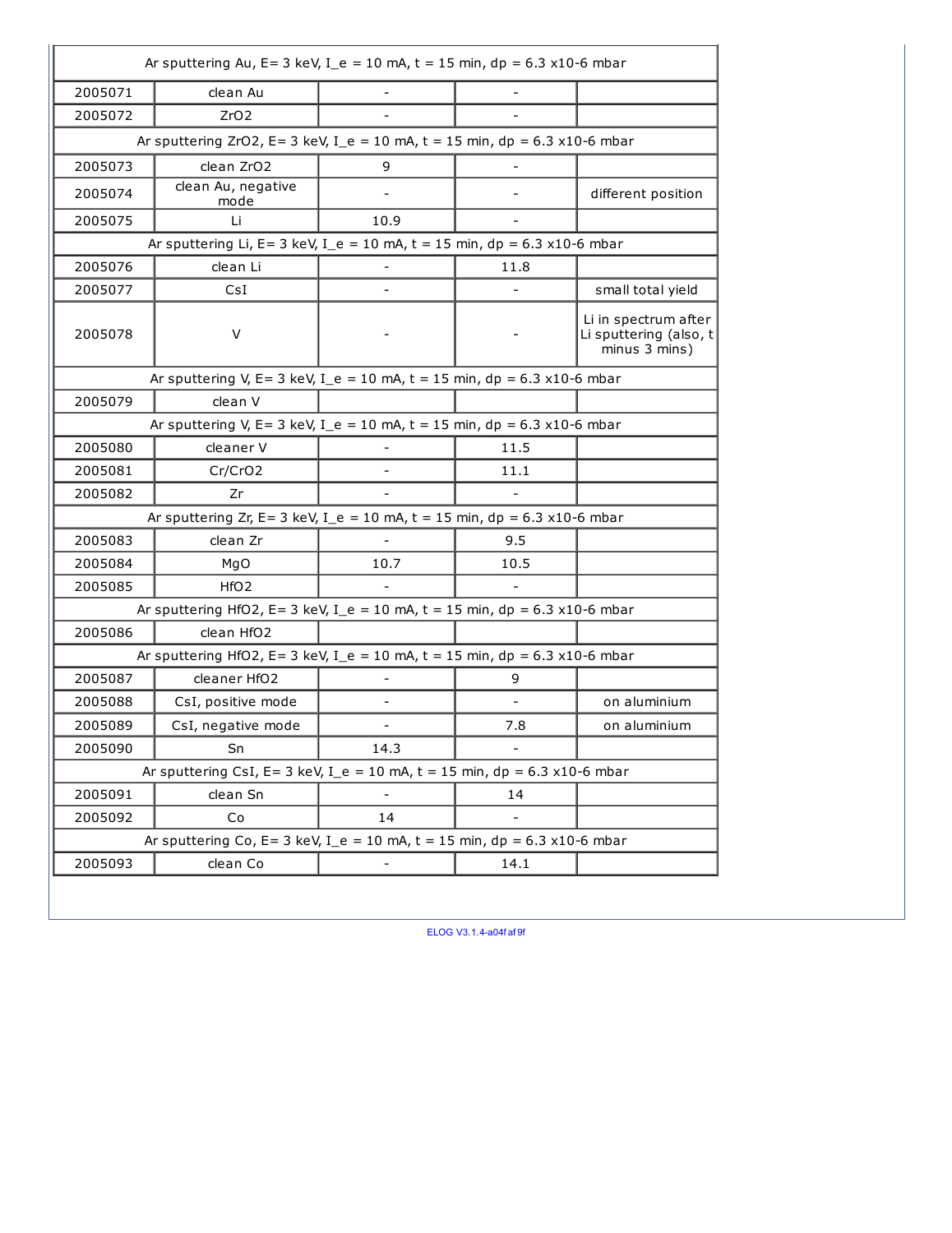| | | | | |
|---|---|---|---|---|
| Ar sputtering Au, E= 3 keV, I_e = 10 mA, t = 15 min, dp = 6.3 x10-6 mbar | | | | |
| 2005071 | clean Au | - | - | |
| 2005072 | ZrO2 | - | - | |
| Ar sputtering ZrO2, E= 3 keV, I_e = 10 mA, t = 15 min, dp = 6.3 x10-6 mbar | | | | |
| 2005073 | clean ZrO2 | 9 | - | |
| 2005074 | clean Au, negative mode | - | - | different position |
| 2005075 | Li | 10.9 | - | |
| Ar sputtering Li, E= 3 keV, I_e = 10 mA, t = 15 min, dp = 6.3 x10-6 mbar | | | | |
| 2005076 | clean Li | - | 11.8 | |
| 2005077 | CsI | - | - | small total yield |
| 2005078 | V | - | - | Li in spectrum after Li sputtering (also, t minus 3 mins) |
| Ar sputtering V, E= 3 keV, I_e = 10 mA, t = 15 min, dp = 6.3 x10-6 mbar | | | | |
| 2005079 | clean V | | | |
| Ar sputtering V, E= 3 keV, I_e = 10 mA, t = 15 min, dp = 6.3 x10-6 mbar | | | | |
| 2005080 | cleaner V | - | 11.5 | |
| 2005081 | Cr/CrO2 | - | 11.1 | |
| 2005082 | Zr | - | - | |
| Ar sputtering Zr, E= 3 keV, I_e = 10 mA, t = 15 min, dp = 6.3 x10-6 mbar | | | | |
| 2005083 | clean Zr | - | 9.5 | |
| 2005084 | MgO | 10.7 | 10.5 | |
| 2005085 | HfO2 | - | - | |
| Ar sputtering HfO2, E= 3 keV, I_e = 10 mA, t = 15 min, dp = 6.3 x10-6 mbar | | | | |
| 2005086 | clean HfO2 | | | |
| Ar sputtering HfO2, E= 3 keV, I_e = 10 mA, t = 15 min, dp = 6.3 x10-6 mbar | | | | |
| 2005087 | cleaner HfO2 | - | 9 | |
| 2005088 | CsI, positive mode | - | - | on aluminium |
| 2005089 | CsI, negative mode | - | 7.8 | on aluminium |
| 2005090 | Sn | 14.3 | - | |
| Ar sputtering CsI, E= 3 keV, I_e = 10 mA, t = 15 min, dp = 6.3 x10-6 mbar | | | | |
| 2005091 | clean Sn | - | 14 | |
| 2005092 | Co | 14 | - | |
| Ar sputtering Co, E= 3 keV, I_e = 10 mA, t = 15 min, dp = 6.3 x10-6 mbar | | | | |
| 2005093 | clean Co | - | 14.1 | |

ELOG V3.1.4-a04faf9f